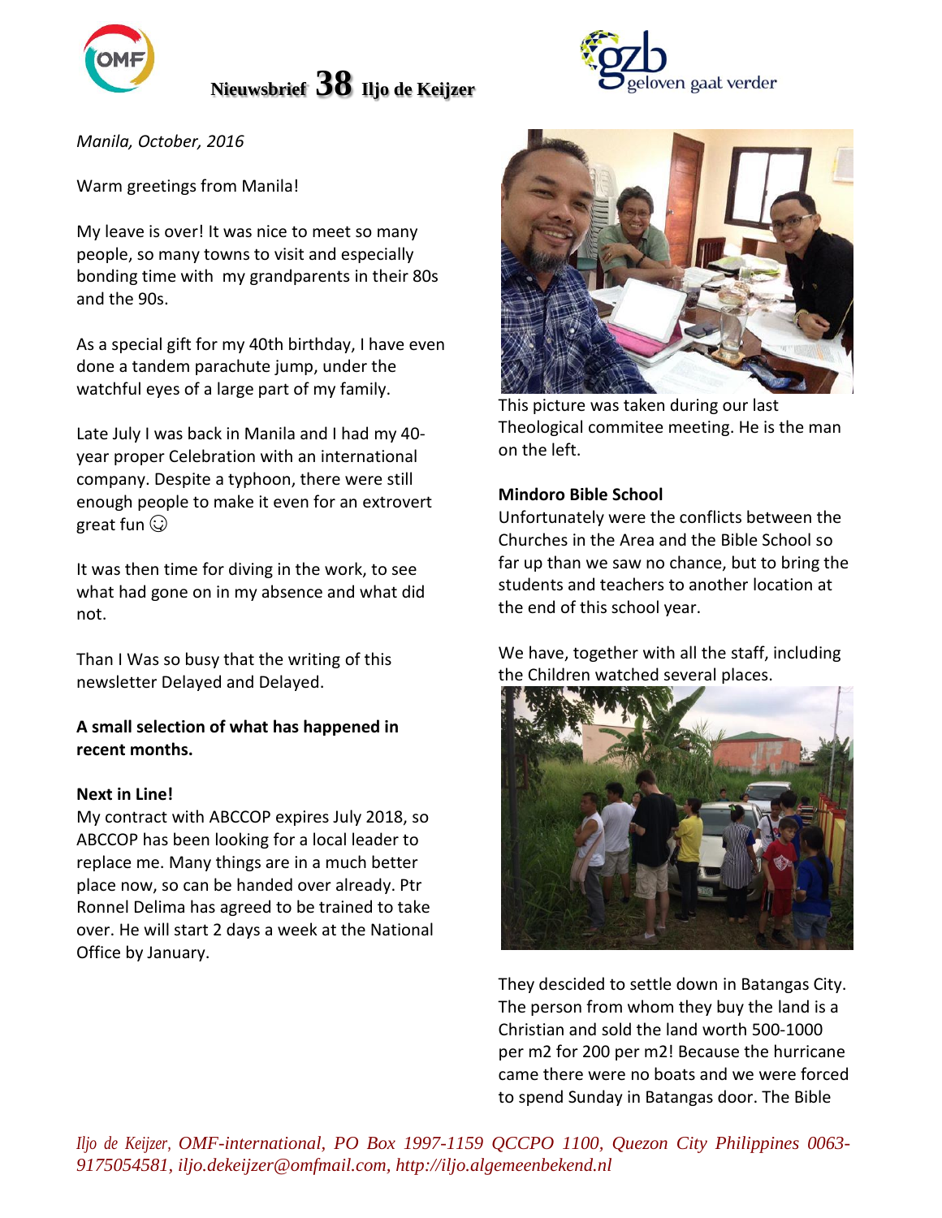# Nieuwsbrief 38 Iljo de Keijzer

*Manila, October, 2016*

Warm greetings from Manila!

My leave is over! It was nice to meet so many people, so many towns to visit and especially bonding time with  my grandparents in their 80s and the 90s.

As a special gift for my 40th birthday, I have even done a tandem parachute jump, under the watchful eyes of a large part of my family.

Late July I was back in Manila and I had my 40-year proper Celebration with an international company. Despite a typhoon, there were still enough people to make it even for an extrovert great fun ☺

It was then time for diving in the work, to see what had gone on in my absence and what did not.

Than I Was so busy that the writing of this newsletter Delayed and Delayed.

**A small selection of what has happened in recent months.**

**Next in Line!**

My contract with ABCCOP expires July 2018, so ABCCOP has been looking for a local leader to replace me. Many things are in a much better place now, so can be handed over already. Ptr Ronnel Delima has agreed to be trained to take over. He will start 2 days a week at the National Office by January.

This picture was taken during our last Theological commitee meeting. He is the man on the left.

**Mindoro Bible School**

Unfortunately were the conflicts between the Churches in the Area and the Bible School so far up than we saw no chance, but to bring the students and teachers to another location at the end of this school year.

We have, together with all the staff, including the Children watched several places.

They descided to settle down in Batangas City. The person from whom they buy the land is a Christian and sold the land worth 500-1000 per m2 for 200 per m2! Because the hurricane came there were no boats and we were forced to spend Sunday in Batangas door. The Bible

*Iljo de Keijzer, OMF-international, PO Box 1997-1159 QCCPO 1100, Quezon City Philippines 0063-9175054581, iljo.dekeijzer@omfmail.com, http://iljo.algemeenbekend.nl*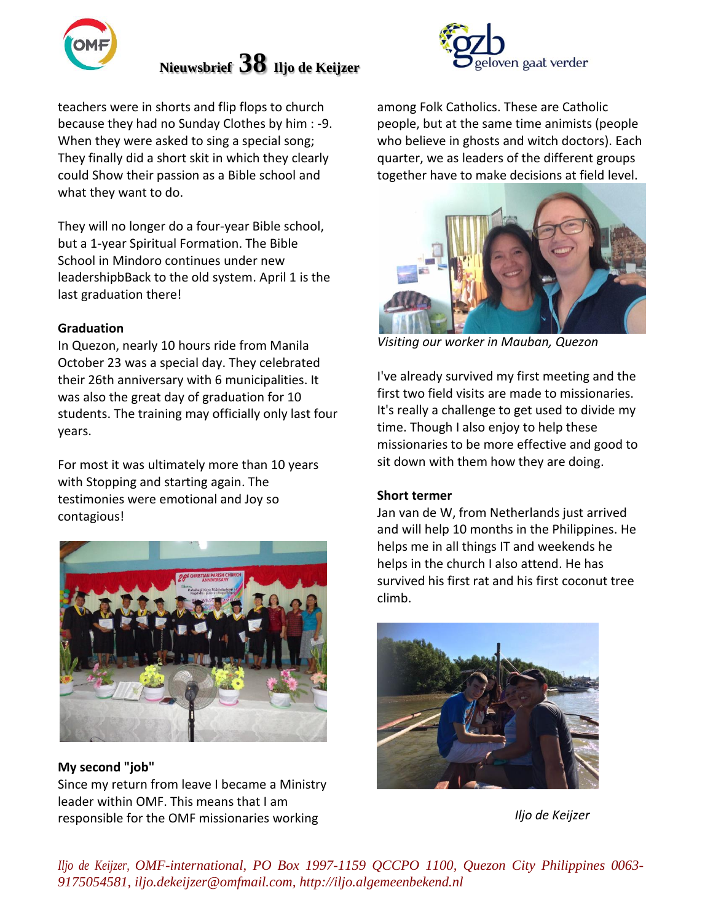teachers were in shorts and flip flops to church because they had no Sunday Clothes by him : -9. When they were asked to sing a special song; They finally did a short skit in which they clearly could Show their passion as a Bible school and what they want to do.

They will no longer do a four-year Bible school, but a 1-year Spiritual Formation. The Bible School in Mindoro continues under new leadershipbBack to the old system. April 1 is the last graduation there!

**Graduation**

In Quezon, nearly 10 hours ride from Manila October 23 was a special day. They celebrated their 26th anniversary with 6 municipalities. It was also the great day of graduation for 10 students. The training may officially only last four years.

For most it was ultimately more than 10 years with Stopping and starting again. The testimonies were emotional and Joy so contagious!

**My second "job"**

Since my return from leave I became a Ministry leader within OMF. This means that I am responsible for the OMF missionaries working among Folk Catholics. These are Catholic people, but at the same time animists (people who believe in ghosts and witch doctors). Each quarter, we as leaders of the different groups together have to make decisions at field level.

*Visiting our worker in Mauban, Quezon*

I've already survived my first meeting and the first two field visits are made to missionaries. It's really a challenge to get used to divide my time. Though I also enjoy to help these missionaries to be more effective and good to sit down with them how they are doing.

**Short termer**

Jan van de W, from Netherlands just arrived and will help 10 months in the Philippines. He helps me in all things IT and weekends he helps in the church I also attend. He has survived his first rat and his first coconut tree climb.

*Iljo de Keijzer*

*Iljo de Keijzer, OMF-international, PO Box 1997-1159 QCCPO 1100, Quezon City Philippines 0063-9175054581, iljo.dekeijzer@omfmail.com, http://iljo.algemeenbekend.nl*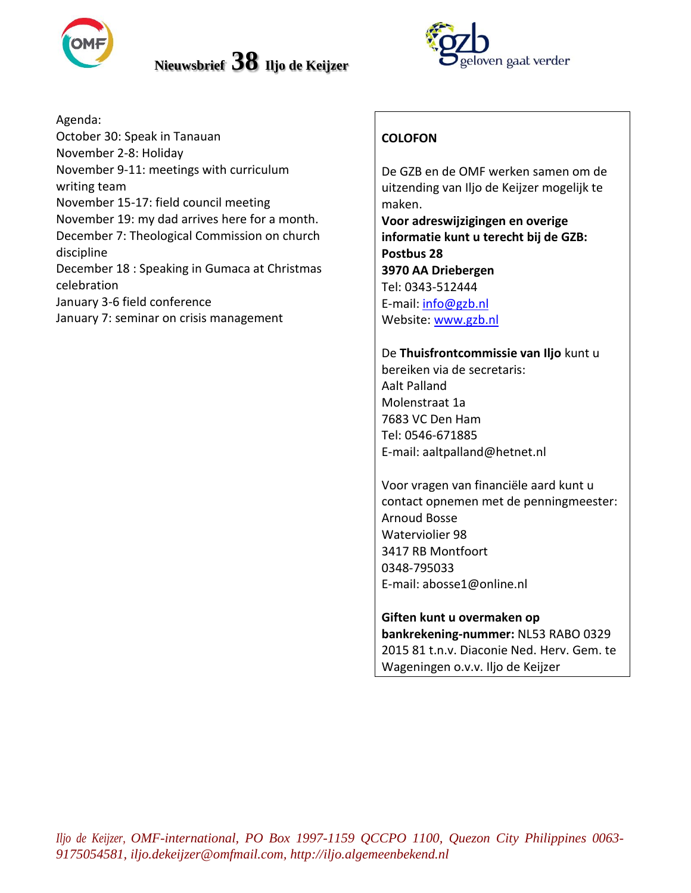Nieuwsbrief **38** Iljo de Keijzer

Agenda:
October 30: Speak in Tanauan
November 2-8: Holiday
November 9-11: meetings with curriculum writing team
November 15-17: field council meeting
November 19: my dad arrives here for a month.
December 7: Theological Commission on church discipline
December 18 : Speaking in Gumaca at Christmas celebration
January 3-6 field conference
January 7: seminar on crisis management

**COLOFON**

De GZB en de OMF werken samen om de uitzending van Iljo de Keijzer mogelijk te maken.
**Voor adreswijzigingen en overige informatie kunt u terecht bij de GZB:**
**Postbus 28**
**3970 AA Driebergen**
Tel: 0343-512444
E-mail: info@gzb.nl
Website: www.gzb.nl

De **Thuisfrontcommissie van Iljo** kunt u bereiken via de secretaris:
Aalt Palland
Molenstraat 1a
7683 VC Den Ham
Tel: 0546-671885
E-mail: aaltpalland@hetnet.nl

Voor vragen van financiële aard kunt u contact opnemen met de penningmeester:
Arnoud Bosse
Waterviolier 98
3417 RB Montfoort
0348-795033
E-mail: abosse1@online.nl

**Giften kunt u overmaken op bankrekening-nummer:** NL53 RABO 0329 2015 81 t.n.v. Diaconie Ned. Herv. Gem. te Wageningen o.v.v. Iljo de Keijzer

*Iljo de Keijzer, OMF-international, PO Box 1997-1159 QCCPO 1100, Quezon City Philippines 0063-9175054581, iljo.dekeijzer@omfmail.com, http://iljo.algemeenbekend.nl*